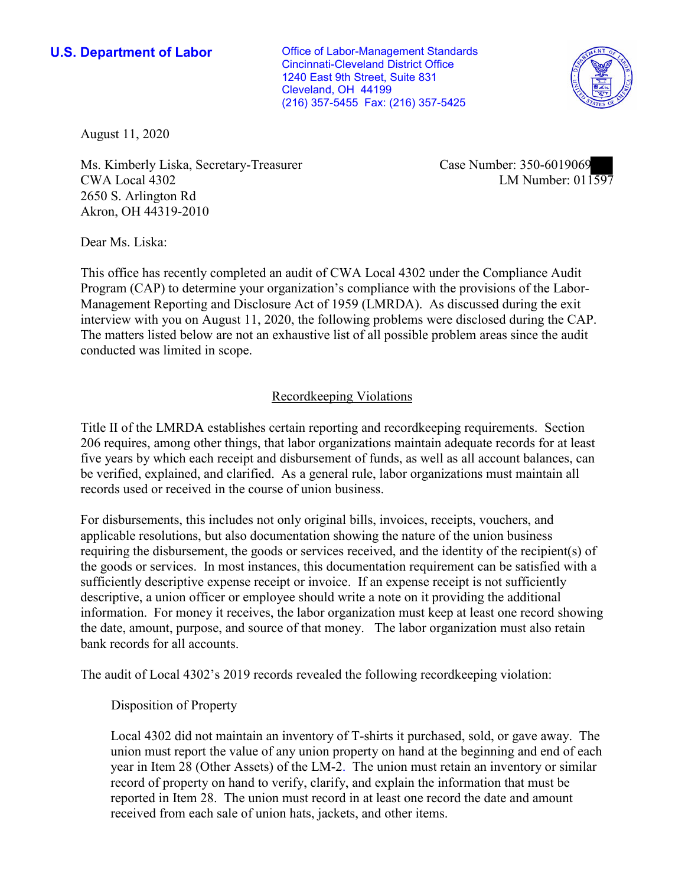**U.S. Department of Labor**

Office of Labor-Management Standards
Cincinnati-Cleveland District Office
1240 East 9th Street, Suite 831
Cleveland, OH 44199
(216) 357-5455 Fax: (216) 357-5425

August 11, 2020

Ms. Kimberly Liska, Secretary-Treasurer
CWA Local 4302
2650 S. Arlington Rd
Akron, OH 44319-2010

Case Number: 350-6019069
LM Number: 011597

Dear Ms. Liska:

This office has recently completed an audit of CWA Local 4302 under the Compliance Audit Program (CAP) to determine your organization's compliance with the provisions of the Labor-Management Reporting and Disclosure Act of 1959 (LMRDA). As discussed during the exit interview with you on August 11, 2020, the following problems were disclosed during the CAP. The matters listed below are not an exhaustive list of all possible problem areas since the audit conducted was limited in scope.

## Recordkeeping Violations

Title II of the LMRDA establishes certain reporting and recordkeeping requirements. Section 206 requires, among other things, that labor organizations maintain adequate records for at least five years by which each receipt and disbursement of funds, as well as all account balances, can be verified, explained, and clarified. As a general rule, labor organizations must maintain all records used or received in the course of union business.

For disbursements, this includes not only original bills, invoices, receipts, vouchers, and applicable resolutions, but also documentation showing the nature of the union business requiring the disbursement, the goods or services received, and the identity of the recipient(s) of the goods or services. In most instances, this documentation requirement can be satisfied with a sufficiently descriptive expense receipt or invoice. If an expense receipt is not sufficiently descriptive, a union officer or employee should write a note on it providing the additional information. For money it receives, the labor organization must keep at least one record showing the date, amount, purpose, and source of that money. The labor organization must also retain bank records for all accounts.

The audit of Local 4302's 2019 records revealed the following recordkeeping violation:

Disposition of Property

Local 4302 did not maintain an inventory of T-shirts it purchased, sold, or gave away. The union must report the value of any union property on hand at the beginning and end of each year in Item 28 (Other Assets) of the LM-2. The union must retain an inventory or similar record of property on hand to verify, clarify, and explain the information that must be reported in Item 28. The union must record in at least one record the date and amount received from each sale of union hats, jackets, and other items.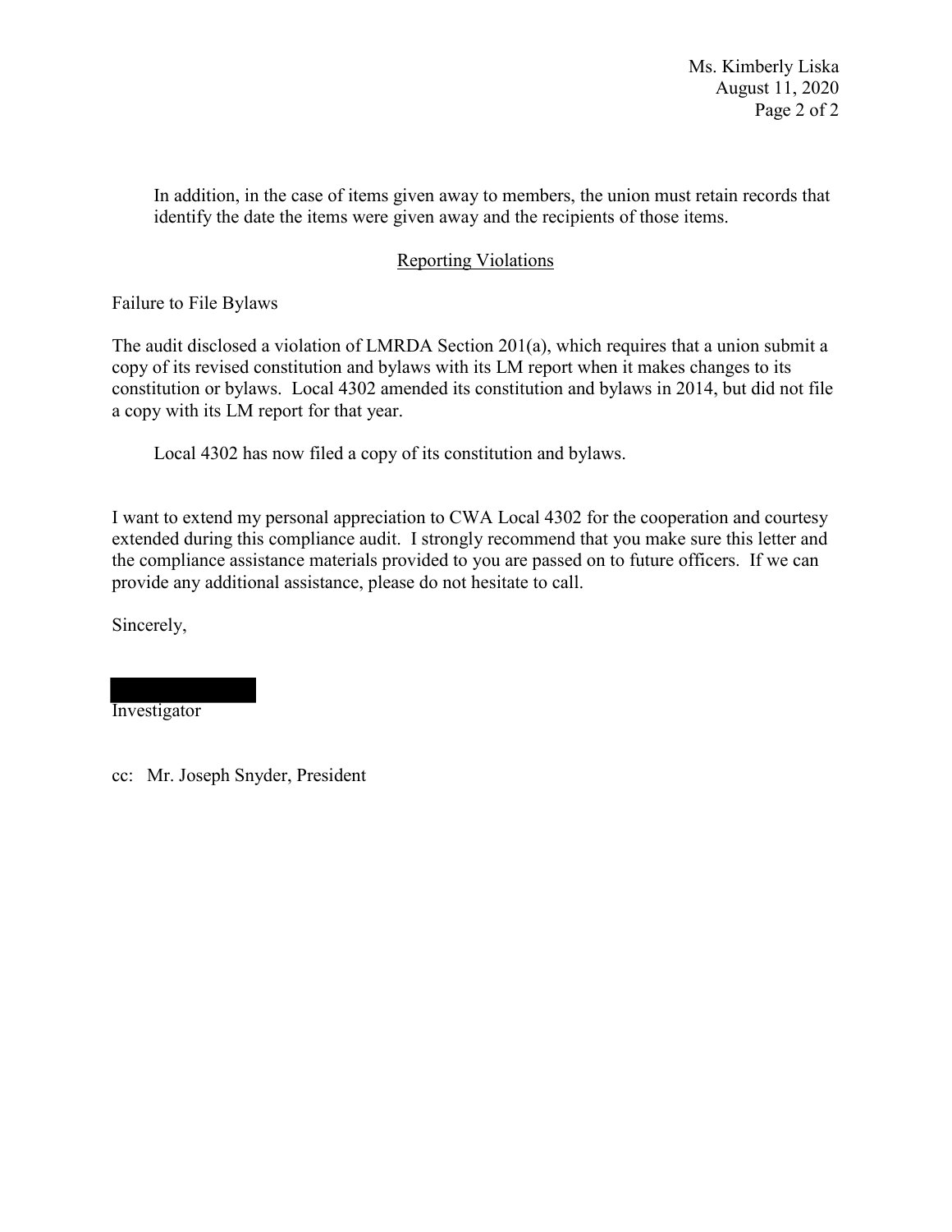In addition, in the case of items given away to members, the union must retain records that identify the date the items were given away and the recipients of those items.

## Reporting Violations

Failure to File Bylaws

The audit disclosed a violation of LMRDA Section 201(a), which requires that a union submit a copy of its revised constitution and bylaws with its LM report when it makes changes to its constitution or bylaws. Local 4302 amended its constitution and bylaws in 2014, but did not file a copy with its LM report for that year.

Local 4302 has now filed a copy of its constitution and bylaws.

I want to extend my personal appreciation to CWA Local 4302 for the cooperation and courtesy extended during this compliance audit. I strongly recommend that you make sure this letter and the compliance assistance materials provided to you are passed on to future officers. If we can provide any additional assistance, please do not hesitate to call.

Sincerely,

Investigator

cc: Mr. Joseph Snyder, President